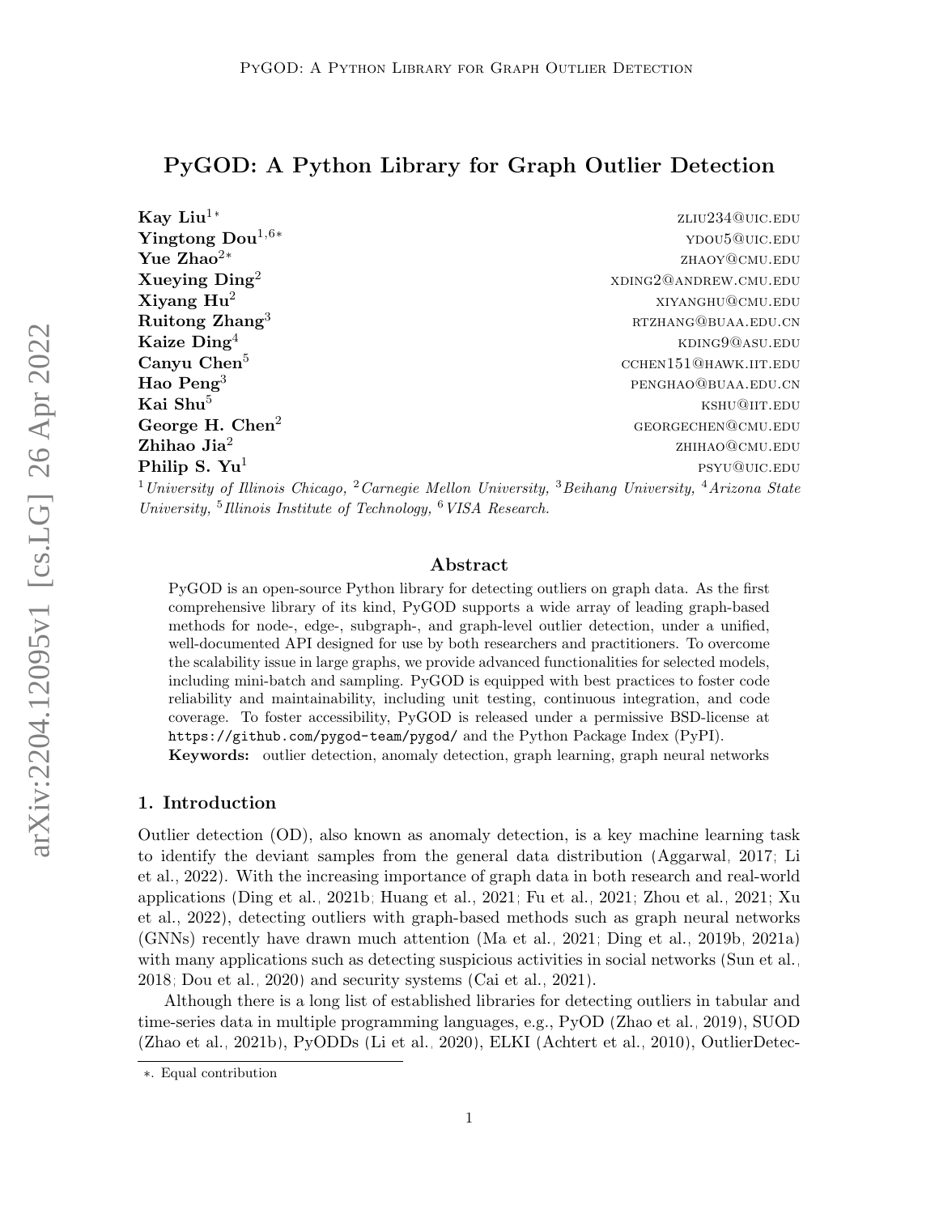# PyGOD: A Python Library for Graph Outlier Detection

**Kay Liu**[1*] zliu234@uic.edu
**Yingtong Dou**[1,6*] ydou5@uic.edu
**Yue Zhao**[2*] zhaoy@cmu.edu
**Xueying Ding**[2] xding2@andrew.cmu.edu
**Xiyang Hu**[2] xiyanghu@cmu.edu
**Ruitong Zhang**[3] rtzhang@buaa.edu.cn
**Kaize Ding**[4] kding9@asu.edu
**Canyu Chen**[5] cchen151@hawk.iit.edu
**Hao Peng**[3] penghao@buaa.edu.cn
**Kai Shu**[5] kshu@iit.edu
**George H. Chen**[2] georgechen@cmu.edu
**Zhihao Jia**[2] zhihao@cmu.edu
**Philip S. Yu**[1] psyu@uic.edu

[1] *University of Illinois Chicago,* [2] *Carnegie Mellon University,* [3] *Beihang University,* [4] *Arizona State University,* [5] *Illinois Institute of Technology,* [6] *VISA Research.*

## Abstract

PyGOD is an open-source Python library for detecting outliers on graph data. As the first comprehensive library of its kind, PyGOD supports a wide array of leading graph-based methods for node-, edge-, subgraph-, and graph-level outlier detection, under a unified, well-documented API designed for use by both researchers and practitioners. To overcome the scalability issue in large graphs, we provide advanced functionalities for selected models, including mini-batch and sampling. PyGOD is equipped with best practices to foster code reliability and maintainability, including unit testing, continuous integration, and code coverage. To foster accessibility, PyGOD is released under a permissive BSD-license at `https://github.com/pygod-team/pygod/` and the Python Package Index (PyPI).

**Keywords:** outlier detection, anomaly detection, graph learning, graph neural networks

## 1. Introduction

Outlier detection (OD), also known as anomaly detection, is a key machine learning task to identify the deviant samples from the general data distribution (Aggarwal, 2017; Li et al., 2022). With the increasing importance of graph data in both research and real-world applications (Ding et al., 2021b; Huang et al., 2021; Fu et al., 2021; Zhou et al., 2021; Xu et al., 2022), detecting outliers with graph-based methods such as graph neural networks (GNNs) recently have drawn much attention (Ma et al., 2021; Ding et al., 2019b, 2021a) with many applications such as detecting suspicious activities in social networks (Sun et al., 2018; Dou et al., 2020) and security systems (Cai et al., 2021).

Although there is a long list of established libraries for detecting outliers in tabular and time-series data in multiple programming languages, e.g., PyOD (Zhao et al., 2019), SUOD (Zhao et al., 2021b), PyODDs (Li et al., 2020), ELKI (Achtert et al., 2010), OutlierDetec-

*. Equal contribution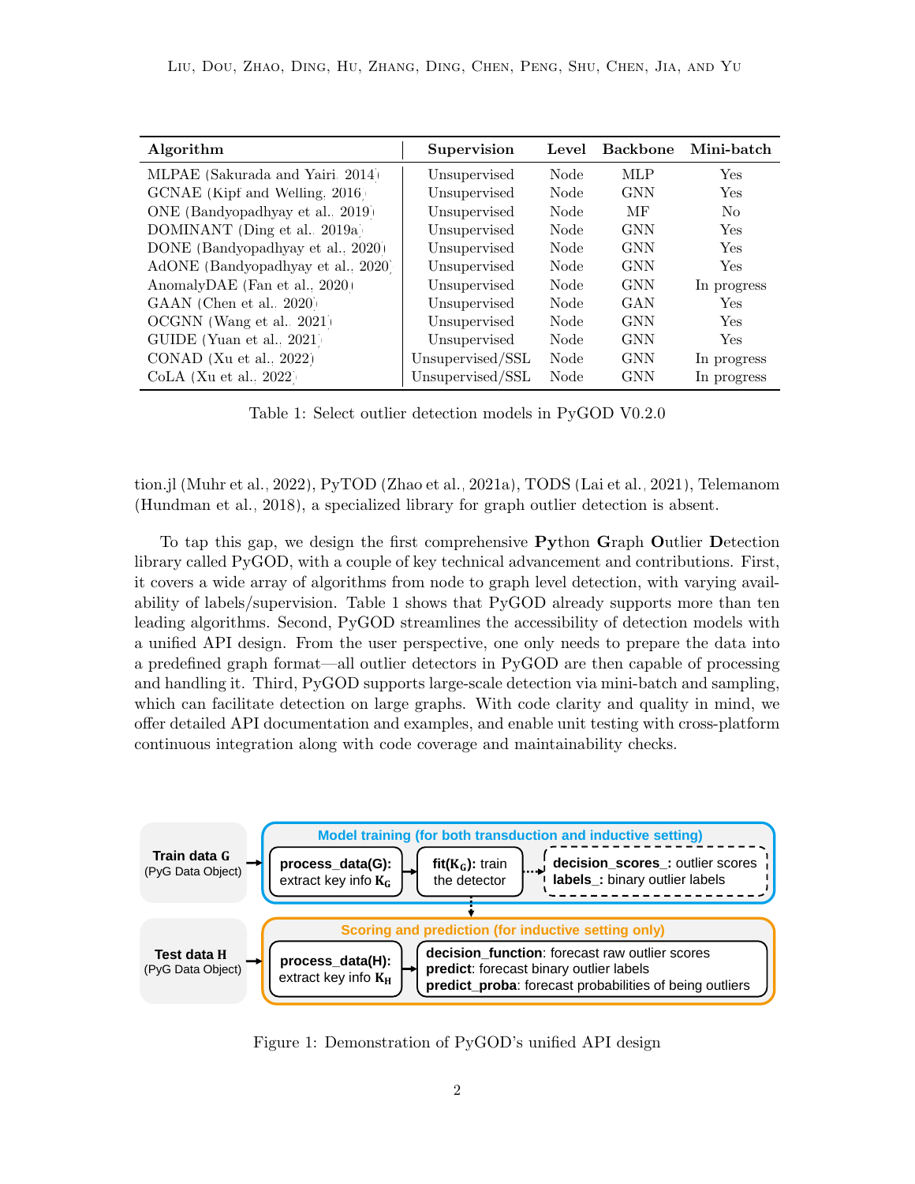| Algorithm | Supervision | Level | Backbone | Mini-batch |
|---|---|---|---|---|
| MLPAE (Sakurada and Yairi, 2014) | Unsupervised | Node | MLP | Yes |
| GCNAE (Kipf and Welling, 2016) | Unsupervised | Node | GNN | Yes |
| ONE (Bandyopadhyay et al., 2019) | Unsupervised | Node | MF | No |
| DOMINANT (Ding et al., 2019a) | Unsupervised | Node | GNN | Yes |
| DONE (Bandyopadhyay et al., 2020) | Unsupervised | Node | GNN | Yes |
| AdONE (Bandyopadhyay et al., 2020) | Unsupervised | Node | GNN | Yes |
| AnomalyDAE (Fan et al., 2020) | Unsupervised | Node | GNN | In progress |
| GAAN (Chen et al., 2020) | Unsupervised | Node | GAN | Yes |
| OCGNN (Wang et al., 2021) | Unsupervised | Node | GNN | Yes |
| GUIDE (Yuan et al., 2021) | Unsupervised | Node | GNN | Yes |
| CONAD (Xu et al., 2022) | Unsupervised/SSL | Node | GNN | In progress |
| CoLA (Xu et al., 2022) | Unsupervised/SSL | Node | GNN | In progress |

Table 1: Select outlier detection models in PyGOD V0.2.0

tion.jl (Muhr et al., 2022), PyTOD (Zhao et al., 2021a), TODS (Lai et al., 2021), Telemanom (Hundman et al., 2018), a specialized library for graph outlier detection is absent.

To tap this gap, we design the first comprehensive **Py**thon **G**raph **O**utlier **D**etection library called PyGOD, with a couple of key technical advancement and contributions. First, it covers a wide array of algorithms from node to graph level detection, with varying availability of labels/supervision. Table 1 shows that PyGOD already supports more than ten leading algorithms. Second, PyGOD streamlines the accessibility of detection models with a unified API design. From the user perspective, one only needs to prepare the data into a predefined graph format—all outlier detectors in PyGOD are then capable of processing and handling it. Third, PyGOD supports large-scale detection via mini-batch and sampling, which can facilitate detection on large graphs. With code clarity and quality in mind, we offer detailed API documentation and examples, and enable unit testing with cross-platform continuous integration along with code coverage and maintainability checks.

**Model training (for both transduction and inductive setting)**

**Train data G** (PyG Data Object) → **process_data(G):** extract key info $\mathbf{K_G}$ → **fit($\mathbf{K_G}$):** train the detector → **decision_scores_**: outlier scores; **labels_**: binary outlier labels

**Scoring and prediction (for inductive setting only)**

**Test data H** (PyG Data Object) → **process_data(H):** extract key info $\mathbf{K_H}$ → **decision_function**: forecast raw outlier scores; **predict**: forecast binary outlier labels; **predict_proba**: forecast probabilities of being outliers

Figure 1: Demonstration of PyGOD's unified API design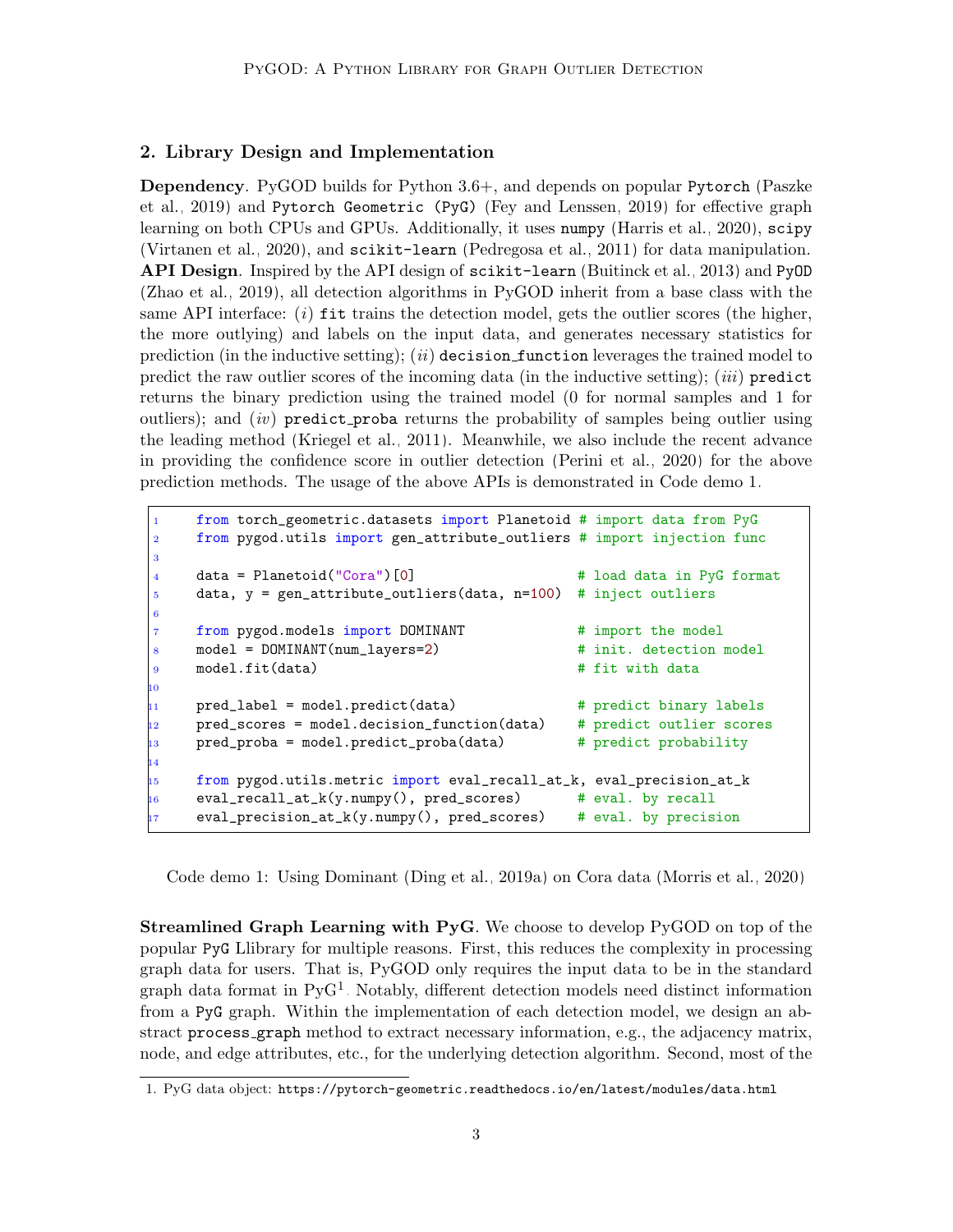## 2. Library Design and Implementation

**Dependency**. PyGOD builds for Python 3.6+, and depends on popular `Pytorch` (Paszke et al., 2019) and `Pytorch Geometric (PyG)` (Fey and Lenssen, 2019) for effective graph learning on both CPUs and GPUs. Additionally, it uses `numpy` (Harris et al., 2020), `scipy` (Virtanen et al., 2020), and `scikit-learn` (Pedregosa et al., 2011) for data manipulation.
**API Design**. Inspired by the API design of `scikit-learn` (Buitinck et al., 2013) and `PyOD` (Zhao et al., 2019), all detection algorithms in PyGOD inherit from a base class with the same API interface: (*i*) `fit` trains the detection model, gets the outlier scores (the higher, the more outlying) and labels on the input data, and generates necessary statistics for prediction (in the inductive setting); (*ii*) `decision_function` leverages the trained model to predict the raw outlier scores of the incoming data (in the inductive setting); (*iii*) `predict` returns the binary prediction using the trained model (0 for normal samples and 1 for outliers); and (*iv*) `predict_proba` returns the probability of samples being outlier using the leading method (Kriegel et al., 2011). Meanwhile, we also include the recent advance in providing the confidence score in outlier detection (Perini et al., 2020) for the above prediction methods. The usage of the above APIs is demonstrated in Code demo 1.

```
from torch_geometric.datasets import Planetoid # import data from PyG
from pygod.utils import gen_attribute_outliers # import injection func

data = Planetoid("Cora")[0]                    # load data in PyG format
data, y = gen_attribute_outliers(data, n=100)  # inject outliers

from pygod.models import DOMINANT              # import the model
model = DOMINANT(num_layers=2)                 # init. detection model
model.fit(data)                                # fit with data

pred_label = model.predict(data)               # predict binary labels
pred_scores = model.decision_function(data)    # predict outlier scores
pred_proba = model.predict_proba(data)         # predict probability

from pygod.utils.metric import eval_recall_at_k, eval_precision_at_k
eval_recall_at_k(y.numpy(), pred_scores)       # eval. by recall
eval_precision_at_k(y.numpy(), pred_scores)    # eval. by precision
```

Code demo 1: Using Dominant (Ding et al., 2019a) on Cora data (Morris et al., 2020)

**Streamlined Graph Learning with PyG**. We choose to develop PyGOD on top of the popular `PyG` Llibrary for multiple reasons. First, this reduces the complexity in processing graph data for users. That is, PyGOD only requires the input data to be in the standard graph data format in PyG[1]. Notably, different detection models need distinct information from a `PyG` graph. Within the implementation of each detection model, we design an abstract `process_graph` method to extract necessary information, e.g., the adjacency matrix, node, and edge attributes, etc., for the underlying detection algorithm. Second, most of the

1. PyG data object: `https://pytorch-geometric.readthedocs.io/en/latest/modules/data.html`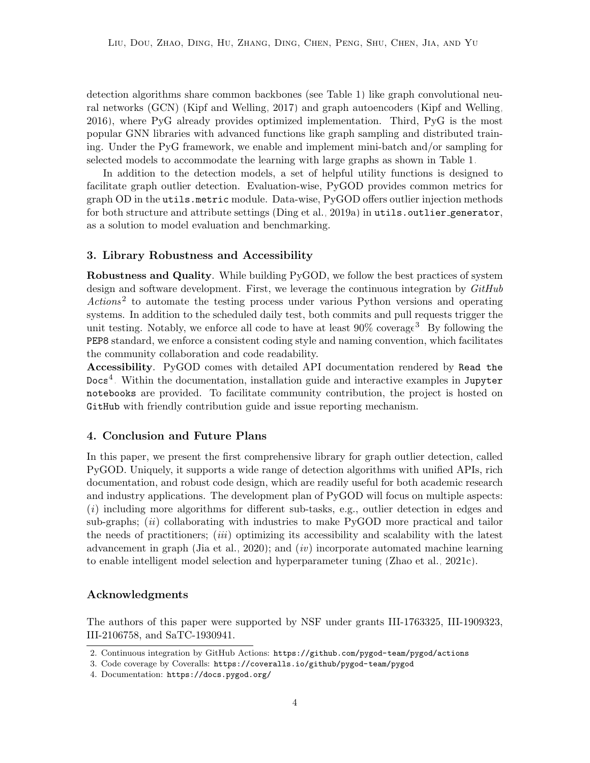detection algorithms share common backbones (see Table 1) like graph convolutional neural networks (GCN) (Kipf and Welling, 2017) and graph autoencoders (Kipf and Welling, 2016), where PyG already provides optimized implementation. Third, PyG is the most popular GNN libraries with advanced functions like graph sampling and distributed training. Under the PyG framework, we enable and implement mini-batch and/or sampling for selected models to accommodate the learning with large graphs as shown in Table 1.

In addition to the detection models, a set of helpful utility functions is designed to facilitate graph outlier detection. Evaluation-wise, PyGOD provides common metrics for graph OD in the `utils.metric` module. Data-wise, PyGOD offers outlier injection methods for both structure and attribute settings (Ding et al., 2019a) in `utils.outlier_generator`, as a solution to model evaluation and benchmarking.

## 3. Library Robustness and Accessibility

**Robustness and Quality**. While building PyGOD, we follow the best practices of system design and software development. First, we leverage the continuous integration by *GitHub Actions*[2] to automate the testing process under various Python versions and operating systems. In addition to the scheduled daily test, both commits and pull requests trigger the unit testing. Notably, we enforce all code to have at least 90% coverage[3]. By following the `PEP8` standard, we enforce a consistent coding style and naming convention, which facilitates the community collaboration and code readability.

**Accessibility**. PyGOD comes with detailed API documentation rendered by `Read the Docs`[4]. Within the documentation, installation guide and interactive examples in `Jupyter notebooks` are provided. To facilitate community contribution, the project is hosted on `GitHub` with friendly contribution guide and issue reporting mechanism.

## 4. Conclusion and Future Plans

In this paper, we present the first comprehensive library for graph outlier detection, called PyGOD. Uniquely, it supports a wide range of detection algorithms with unified APIs, rich documentation, and robust code design, which are readily useful for both academic research and industry applications. The development plan of PyGOD will focus on multiple aspects: (*i*) including more algorithms for different sub-tasks, e.g., outlier detection in edges and sub-graphs; (*ii*) collaborating with industries to make PyGOD more practical and tailor the needs of practitioners; (*iii*) optimizing its accessibility and scalability with the latest advancement in graph (Jia et al., 2020); and (*iv*) incorporate automated machine learning to enable intelligent model selection and hyperparameter tuning (Zhao et al., 2021c).

## Acknowledgments

The authors of this paper were supported by NSF under grants III-1763325, III-1909323, III-2106758, and SaTC-1930941.

---

2. Continuous integration by GitHub Actions: `https://github.com/pygod-team/pygod/actions`
3. Code coverage by Coveralls: `https://coveralls.io/github/pygod-team/pygod`
4. Documentation: `https://docs.pygod.org/`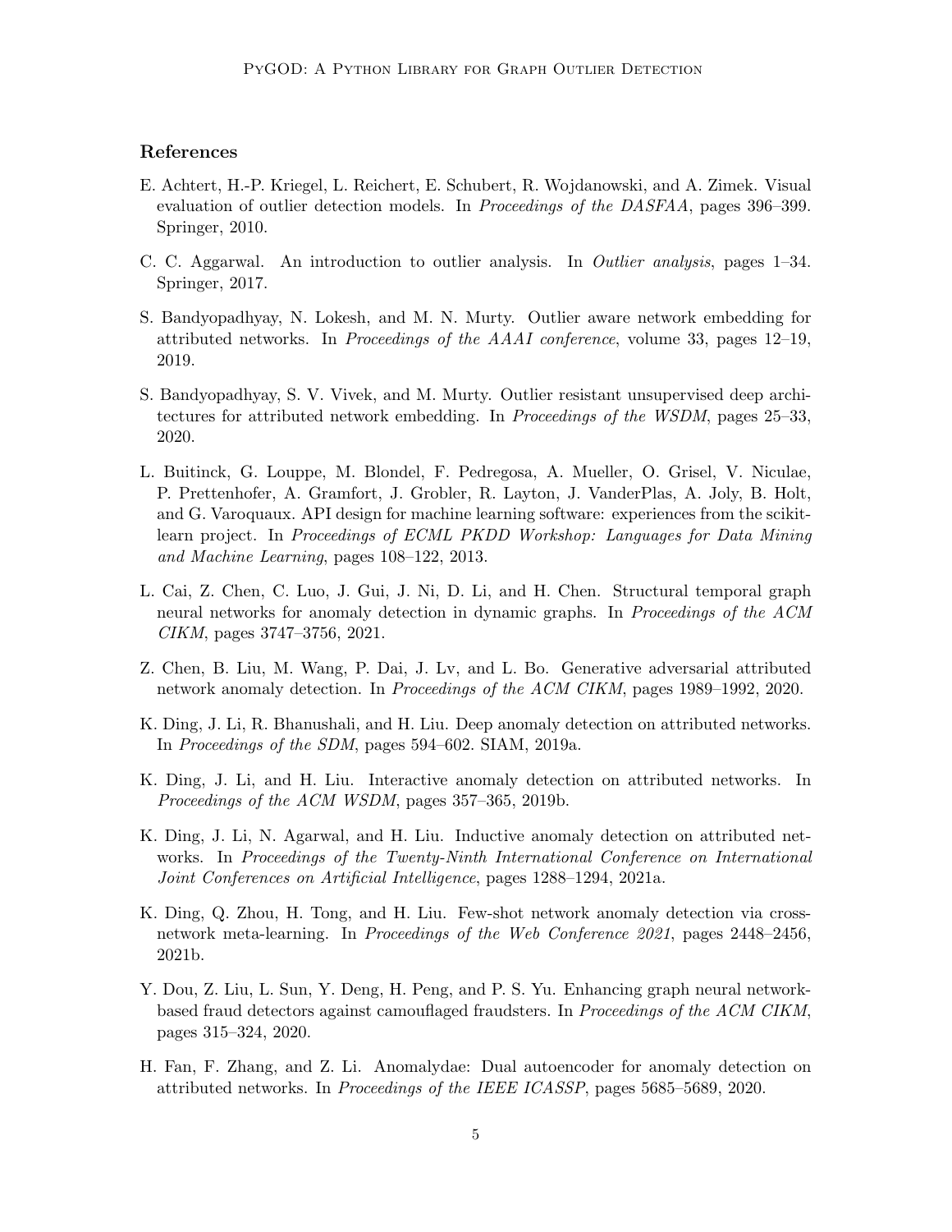## References

E. Achtert, H.-P. Kriegel, L. Reichert, E. Schubert, R. Wojdanowski, and A. Zimek. Visual evaluation of outlier detection models. In *Proceedings of the DASFAA*, pages 396–399. Springer, 2010.

C. C. Aggarwal. An introduction to outlier analysis. In *Outlier analysis*, pages 1–34. Springer, 2017.

S. Bandyopadhyay, N. Lokesh, and M. N. Murty. Outlier aware network embedding for attributed networks. In *Proceedings of the AAAI conference*, volume 33, pages 12–19, 2019.

S. Bandyopadhyay, S. V. Vivek, and M. Murty. Outlier resistant unsupervised deep architectures for attributed network embedding. In *Proceedings of the WSDM*, pages 25–33, 2020.

L. Buitinck, G. Louppe, M. Blondel, F. Pedregosa, A. Mueller, O. Grisel, V. Niculae, P. Prettenhofer, A. Gramfort, J. Grobler, R. Layton, J. VanderPlas, A. Joly, B. Holt, and G. Varoquaux. API design for machine learning software: experiences from the scikit-learn project. In *Proceedings of ECML PKDD Workshop: Languages for Data Mining and Machine Learning*, pages 108–122, 2013.

L. Cai, Z. Chen, C. Luo, J. Gui, J. Ni, D. Li, and H. Chen. Structural temporal graph neural networks for anomaly detection in dynamic graphs. In *Proceedings of the ACM CIKM*, pages 3747–3756, 2021.

Z. Chen, B. Liu, M. Wang, P. Dai, J. Lv, and L. Bo. Generative adversarial attributed network anomaly detection. In *Proceedings of the ACM CIKM*, pages 1989–1992, 2020.

K. Ding, J. Li, R. Bhanushali, and H. Liu. Deep anomaly detection on attributed networks. In *Proceedings of the SDM*, pages 594–602. SIAM, 2019a.

K. Ding, J. Li, and H. Liu. Interactive anomaly detection on attributed networks. In *Proceedings of the ACM WSDM*, pages 357–365, 2019b.

K. Ding, J. Li, N. Agarwal, and H. Liu. Inductive anomaly detection on attributed networks. In *Proceedings of the Twenty-Ninth International Conference on International Joint Conferences on Artificial Intelligence*, pages 1288–1294, 2021a.

K. Ding, Q. Zhou, H. Tong, and H. Liu. Few-shot network anomaly detection via cross-network meta-learning. In *Proceedings of the Web Conference 2021*, pages 2448–2456, 2021b.

Y. Dou, Z. Liu, L. Sun, Y. Deng, H. Peng, and P. S. Yu. Enhancing graph neural network-based fraud detectors against camouflaged fraudsters. In *Proceedings of the ACM CIKM*, pages 315–324, 2020.

H. Fan, F. Zhang, and Z. Li. Anomalydae: Dual autoencoder for anomaly detection on attributed networks. In *Proceedings of the IEEE ICASSP*, pages 5685–5689, 2020.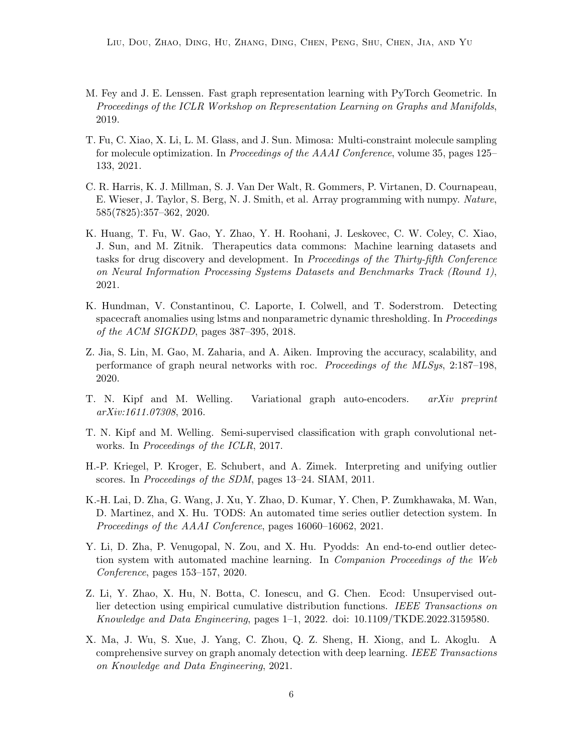M. Fey and J. E. Lenssen. Fast graph representation learning with PyTorch Geometric. In *Proceedings of the ICLR Workshop on Representation Learning on Graphs and Manifolds*, 2019.

T. Fu, C. Xiao, X. Li, L. M. Glass, and J. Sun. Mimosa: Multi-constraint molecule sampling for molecule optimization. In *Proceedings of the AAAI Conference*, volume 35, pages 125–133, 2021.

C. R. Harris, K. J. Millman, S. J. Van Der Walt, R. Gommers, P. Virtanen, D. Cournapeau, E. Wieser, J. Taylor, S. Berg, N. J. Smith, et al. Array programming with numpy. *Nature*, 585(7825):357–362, 2020.

K. Huang, T. Fu, W. Gao, Y. Zhao, Y. H. Roohani, J. Leskovec, C. W. Coley, C. Xiao, J. Sun, and M. Zitnik. Therapeutics data commons: Machine learning datasets and tasks for drug discovery and development. In *Proceedings of the Thirty-fifth Conference on Neural Information Processing Systems Datasets and Benchmarks Track (Round 1)*, 2021.

K. Hundman, V. Constantinou, C. Laporte, I. Colwell, and T. Soderstrom. Detecting spacecraft anomalies using lstms and nonparametric dynamic thresholding. In *Proceedings of the ACM SIGKDD*, pages 387–395, 2018.

Z. Jia, S. Lin, M. Gao, M. Zaharia, and A. Aiken. Improving the accuracy, scalability, and performance of graph neural networks with roc. *Proceedings of the MLSys*, 2:187–198, 2020.

T. N. Kipf and M. Welling. Variational graph auto-encoders. *arXiv preprint arXiv:1611.07308*, 2016.

T. N. Kipf and M. Welling. Semi-supervised classification with graph convolutional networks. In *Proceedings of the ICLR*, 2017.

H.-P. Kriegel, P. Kroger, E. Schubert, and A. Zimek. Interpreting and unifying outlier scores. In *Proceedings of the SDM*, pages 13–24. SIAM, 2011.

K.-H. Lai, D. Zha, G. Wang, J. Xu, Y. Zhao, D. Kumar, Y. Chen, P. Zumkhawaka, M. Wan, D. Martinez, and X. Hu. TODS: An automated time series outlier detection system. In *Proceedings of the AAAI Conference*, pages 16060–16062, 2021.

Y. Li, D. Zha, P. Venugopal, N. Zou, and X. Hu. Pyodds: An end-to-end outlier detection system with automated machine learning. In *Companion Proceedings of the Web Conference*, pages 153–157, 2020.

Z. Li, Y. Zhao, X. Hu, N. Botta, C. Ionescu, and G. Chen. Ecod: Unsupervised outlier detection using empirical cumulative distribution functions. *IEEE Transactions on Knowledge and Data Engineering*, pages 1–1, 2022. doi: 10.1109/TKDE.2022.3159580.

X. Ma, J. Wu, S. Xue, J. Yang, C. Zhou, Q. Z. Sheng, H. Xiong, and L. Akoglu. A comprehensive survey on graph anomaly detection with deep learning. *IEEE Transactions on Knowledge and Data Engineering*, 2021.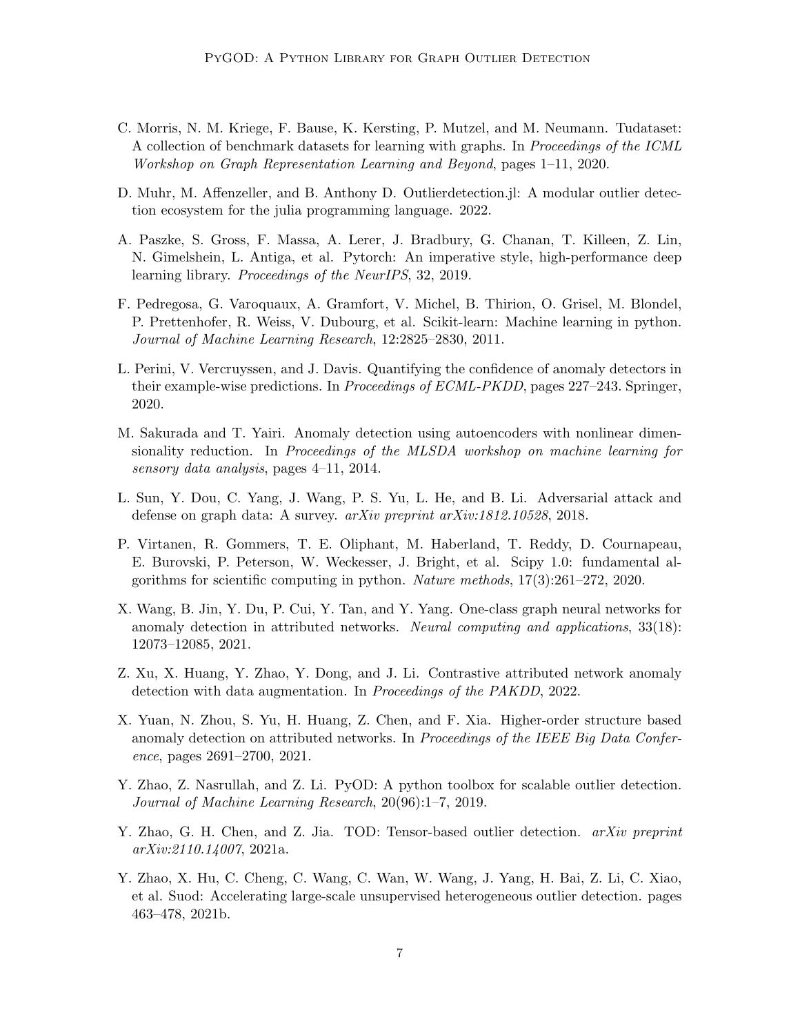C. Morris, N. M. Kriege, F. Bause, K. Kersting, P. Mutzel, and M. Neumann. Tudataset: A collection of benchmark datasets for learning with graphs. In *Proceedings of the ICML Workshop on Graph Representation Learning and Beyond*, pages 1–11, 2020.

D. Muhr, M. Affenzeller, and B. Anthony D. Outlierdetection.jl: A modular outlier detection ecosystem for the julia programming language. 2022.

A. Paszke, S. Gross, F. Massa, A. Lerer, J. Bradbury, G. Chanan, T. Killeen, Z. Lin, N. Gimelshein, L. Antiga, et al. Pytorch: An imperative style, high-performance deep learning library. *Proceedings of the NeurIPS*, 32, 2019.

F. Pedregosa, G. Varoquaux, A. Gramfort, V. Michel, B. Thirion, O. Grisel, M. Blondel, P. Prettenhofer, R. Weiss, V. Dubourg, et al. Scikit-learn: Machine learning in python. *Journal of Machine Learning Research*, 12:2825–2830, 2011.

L. Perini, V. Vercruyssen, and J. Davis. Quantifying the confidence of anomaly detectors in their example-wise predictions. In *Proceedings of ECML-PKDD*, pages 227–243. Springer, 2020.

M. Sakurada and T. Yairi. Anomaly detection using autoencoders with nonlinear dimensionality reduction. In *Proceedings of the MLSDA workshop on machine learning for sensory data analysis*, pages 4–11, 2014.

L. Sun, Y. Dou, C. Yang, J. Wang, P. S. Yu, L. He, and B. Li. Adversarial attack and defense on graph data: A survey. *arXiv preprint arXiv:1812.10528*, 2018.

P. Virtanen, R. Gommers, T. E. Oliphant, M. Haberland, T. Reddy, D. Cournapeau, E. Burovski, P. Peterson, W. Weckesser, J. Bright, et al. Scipy 1.0: fundamental algorithms for scientific computing in python. *Nature methods*, 17(3):261–272, 2020.

X. Wang, B. Jin, Y. Du, P. Cui, Y. Tan, and Y. Yang. One-class graph neural networks for anomaly detection in attributed networks. *Neural computing and applications*, 33(18): 12073–12085, 2021.

Z. Xu, X. Huang, Y. Zhao, Y. Dong, and J. Li. Contrastive attributed network anomaly detection with data augmentation. In *Proceedings of the PAKDD*, 2022.

X. Yuan, N. Zhou, S. Yu, H. Huang, Z. Chen, and F. Xia. Higher-order structure based anomaly detection on attributed networks. In *Proceedings of the IEEE Big Data Conference*, pages 2691–2700, 2021.

Y. Zhao, Z. Nasrullah, and Z. Li. PyOD: A python toolbox for scalable outlier detection. *Journal of Machine Learning Research*, 20(96):1–7, 2019.

Y. Zhao, G. H. Chen, and Z. Jia. TOD: Tensor-based outlier detection. *arXiv preprint arXiv:2110.14007*, 2021a.

Y. Zhao, X. Hu, C. Cheng, C. Wang, C. Wan, W. Wang, J. Yang, H. Bai, Z. Li, C. Xiao, et al. Suod: Accelerating large-scale unsupervised heterogeneous outlier detection. pages 463–478, 2021b.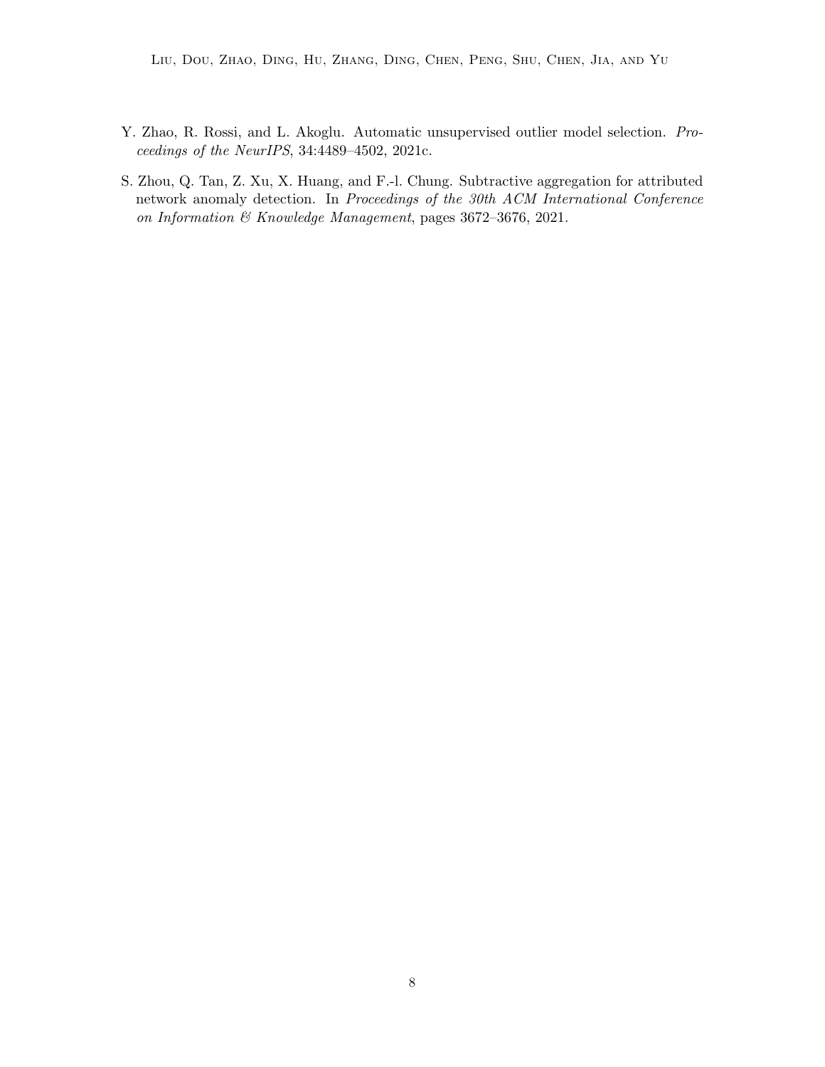Y. Zhao, R. Rossi, and L. Akoglu. Automatic unsupervised outlier model selection. *Proceedings of the NeurIPS*, 34:4489–4502, 2021c.

S. Zhou, Q. Tan, Z. Xu, X. Huang, and F.-l. Chung. Subtractive aggregation for attributed network anomaly detection. In *Proceedings of the 30th ACM International Conference on Information & Knowledge Management*, pages 3672–3676, 2021.